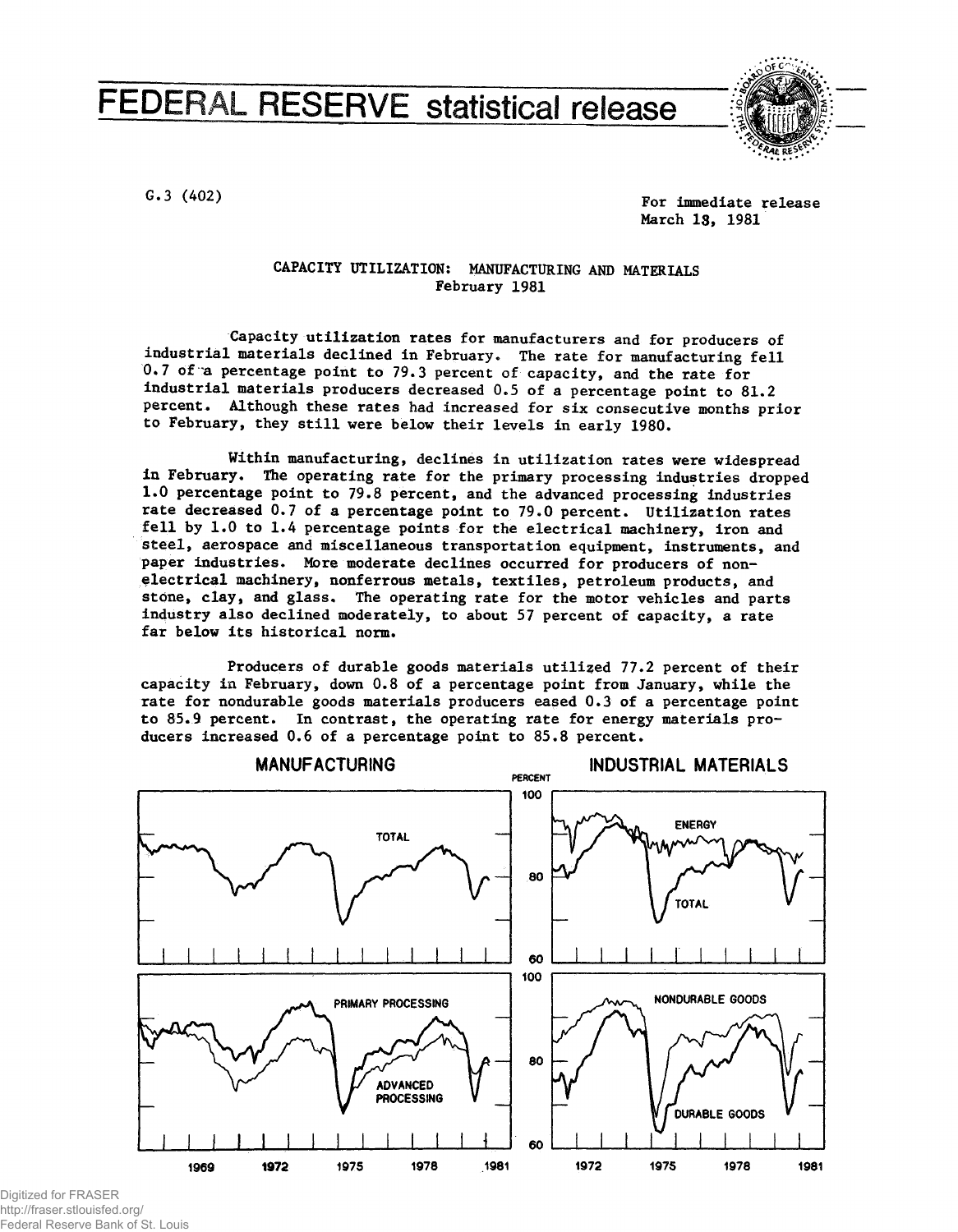# FEDERAL RESERVE statistical release

G.3 (402)

For immediate release
March 18, 1981

## CAPACITY UTILIZATION: MANUFACTURING AND MATERIALS
### February 1981

Capacity utilization rates for manufacturers and for producers of industrial materials declined in February. The rate for manufacturing fell 0.7 of a percentage point to 79.3 percent of capacity, and the rate for industrial materials producers decreased 0.5 of a percentage point to 81.2 percent. Although these rates had increased for six consecutive months prior to February, they still were below their levels in early 1980.

Within manufacturing, declines in utilization rates were widespread in February. The operating rate for the primary processing industries dropped 1.0 percentage point to 79.8 percent, and the advanced processing industries rate decreased 0.7 of a percentage point to 79.0 percent. Utilization rates fell by 1.0 to 1.4 percentage points for the electrical machinery, iron and steel, aerospace and miscellaneous transportation equipment, instruments, and paper industries. More moderate declines occurred for producers of non-electrical machinery, nonferrous metals, textiles, petroleum products, and stone, clay, and glass. The operating rate for the motor vehicles and parts industry also declined moderately, to about 57 percent of capacity, a rate far below its historical norm.

Producers of durable goods materials utilized 77.2 percent of their capacity in February, down 0.8 of a percentage point from January, while the rate for nondurable goods materials producers eased 0.3 of a percentage point to 85.9 percent. In contrast, the operating rate for energy materials producers increased 0.6 of a percentage point to 85.8 percent.

MANUFACTURING — INDUSTRIAL MATERIALS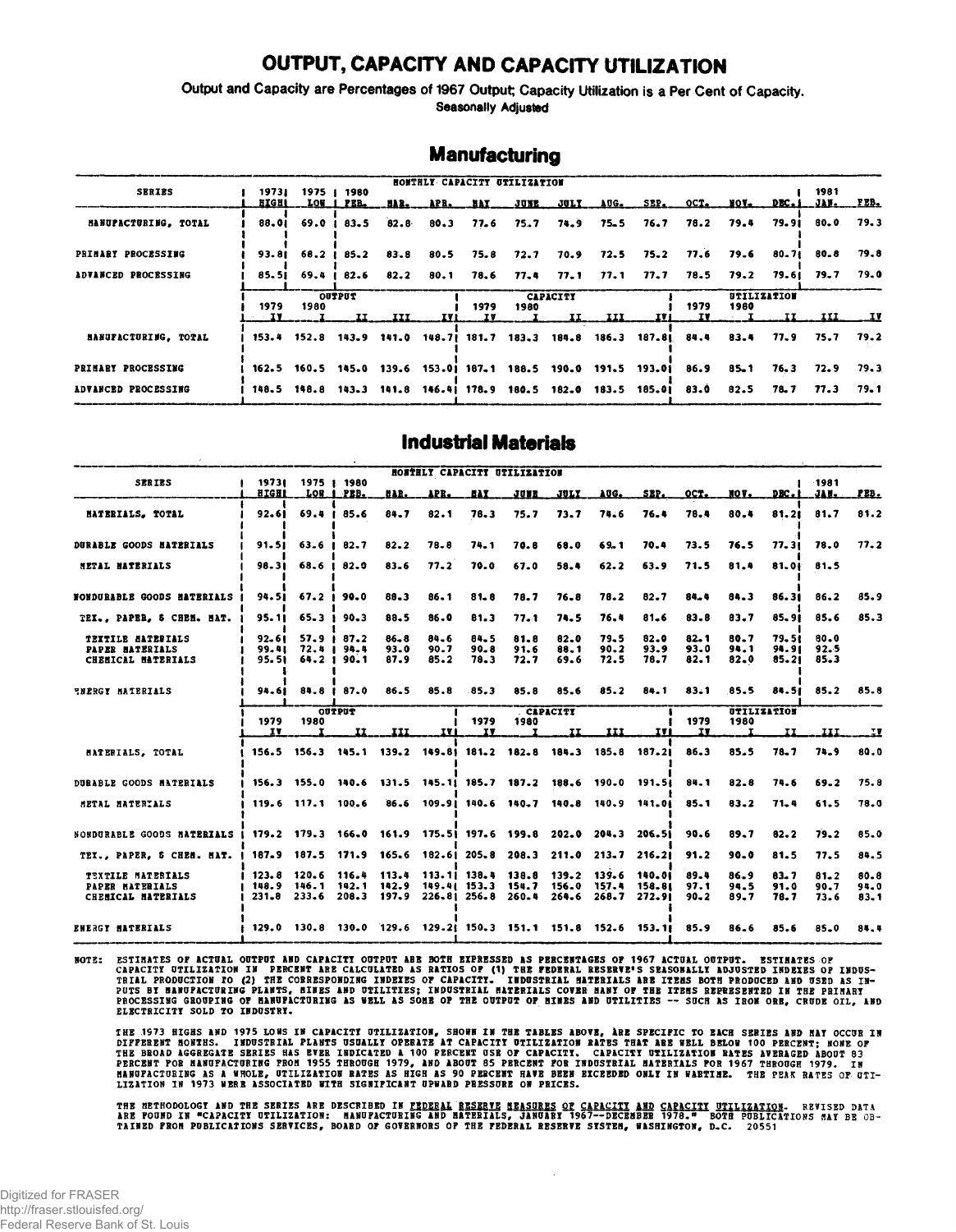# OUTPUT, CAPACITY AND CAPACITY UTILIZATION

Output and Capacity are Percentages of 1967 Output; Capacity Utilization is a Per Cent of Capacity.
Seasonally Adjusted

## Manufacturing

| SERIES | 1973 HIGH | 1975 LOW | 1980 FEB. | MAR. | APR. | MAY | JUNE | JULY | AUG. | SEP. | OCT. | NOV. | DEC. | 1981 JAN. | FEB. |
|---|---|---|---|---|---|---|---|---|---|---|---|---|---|---|---|
| | | | MONTHLY CAPACITY UTILIZATION | | | | | | | | | | | | |
| MANUFACTURING, TOTAL | 88.0 | 69.0 | 83.5 | 82.8 | 80.3 | 77.6 | 75.7 | 74.9 | 75.5 | 76.7 | 78.2 | 79.4 | 79.9 | 80.0 | 79.3 |
| PRIMARY PROCESSING | 93.8 | 68.2 | 85.2 | 83.8 | 80.5 | 75.8 | 72.7 | 70.9 | 72.5 | 75.2 | 77.6 | 79.6 | 80.7 | 80.8 | 79.8 |
| ADVANCED PROCESSING | 85.5 | 69.4 | 82.6 | 82.2 | 80.1 | 78.6 | 77.4 | 77.1 | 77.1 | 77.7 | 78.5 | 79.2 | 79.6 | 79.7 | 79.0 |

| SERIES | OUTPUT 1979 IV | 1980 I | II | III | IV | CAPACITY 1979 IV | 1980 I | II | III | IV | UTILIZATION 1979 IV | 1980 I | II | III | IV |
|---|---|---|---|---|---|---|---|---|---|---|---|---|---|---|---|
| MANUFACTURING, TOTAL | 153.4 | 152.8 | 143.9 | 141.0 | 148.7 | 181.7 | 183.3 | 184.8 | 186.3 | 187.8 | 84.4 | 83.4 | 77.9 | 75.7 | 79.2 |
| PRIMARY PROCESSING | 162.5 | 160.5 | 145.0 | 139.6 | 153.0 | 187.1 | 188.5 | 190.0 | 191.5 | 193.0 | 86.9 | 85.1 | 76.3 | 72.9 | 79.3 |
| ADVANCED PROCESSING | 148.5 | 148.8 | 143.3 | 141.8 | 146.4 | 178.9 | 180.5 | 182.0 | 183.5 | 185.0 | 83.0 | 82.5 | 78.7 | 77.3 | 79.1 |

## Industrial Materials

| SERIES | 1973 HIGH | 1975 LOW | 1980 FEB. | MAR. | APR. | MAY | JUNE | JULY | AUG. | SEP. | OCT. | NOV. | DEC. | 1981 JAN. | FEB. |
|---|---|---|---|---|---|---|---|---|---|---|---|---|---|---|---|
| | | | MONTHLY CAPACITY UTILIZATION | | | | | | | | | | | | |
| MATERIALS, TOTAL | 92.6 | 69.4 | 85.6 | 84.7 | 82.1 | 78.3 | 75.7 | 73.7 | 74.6 | 76.4 | 78.4 | 80.4 | 81.2 | 81.7 | 81.2 |
| DURABLE GOODS MATERIALS | 91.5 | 63.6 | 82.7 | 82.2 | 78.8 | 74.1 | 70.8 | 68.0 | 69.1 | 70.4 | 73.5 | 76.5 | 77.3 | 78.0 | 77.2 |
| METAL MATERIALS | 98.3 | 68.6 | 82.0 | 83.6 | 77.2 | 70.0 | 67.0 | 58.4 | 62.2 | 63.9 | 71.5 | 81.4 | 81.0 | 81.5 | |
| NONDURABLE GOODS MATERIALS | 94.5 | 67.2 | 90.0 | 88.3 | 86.1 | 81.8 | 78.7 | 76.8 | 78.2 | 82.7 | 84.4 | 84.3 | 86.3 | 86.2 | 85.9 |
| TEX., PAPER, & CHEM. MAT. | 95.1 | 65.3 | 90.3 | 88.5 | 86.0 | 81.3 | 77.1 | 74.5 | 76.4 | 81.6 | 83.8 | 83.7 | 85.9 | 85.6 | 85.3 |
| TEXTILE MATERIALS | 92.6 | 57.9 | 87.2 | 86.8 | 84.6 | 84.5 | 81.8 | 82.0 | 79.5 | 82.0 | 82.1 | 80.7 | 79.5 | 80.0 | |
| PAPER MATERIALS | 99.4 | 72.4 | 94.4 | 93.0 | 90.7 | 90.8 | 91.6 | 88.1 | 90.2 | 93.9 | 93.0 | 94.1 | 94.9 | 92.5 | |
| CHEMICAL MATERIALS | 95.5 | 64.2 | 90.1 | 87.9 | 85.2 | 78.3 | 72.7 | 69.6 | 72.5 | 78.7 | 82.1 | 82.0 | 85.2 | 85.3 | |
| ENERGY MATERIALS | 94.6 | 84.8 | 87.0 | 86.5 | 85.8 | 85.3 | 85.8 | 85.6 | 85.2 | 84.1 | 83.1 | 85.5 | 84.5 | 85.2 | 85.8 |

| SERIES | OUTPUT 1979 IV | 1980 I | II | III | IV | CAPACITY 1979 IV | 1980 I | II | III | IV | UTILIZATION 1979 IV | 1980 I | II | III | IV |
|---|---|---|---|---|---|---|---|---|---|---|---|---|---|---|---|
| MATERIALS, TOTAL | 156.5 | 156.3 | 145.1 | 139.2 | 149.8 | 181.2 | 182.8 | 184.3 | 185.8 | 187.2 | 86.3 | 85.5 | 78.7 | 74.9 | 80.0 |
| DURABLE GOODS MATERIALS | 156.3 | 155.0 | 140.6 | 131.5 | 145.1 | 185.7 | 187.2 | 188.6 | 190.0 | 191.5 | 84.1 | 82.8 | 74.6 | 69.2 | 75.8 |
| METAL MATERIALS | 119.6 | 117.1 | 100.6 | 86.6 | 109.9 | 140.6 | 140.7 | 140.8 | 140.9 | 141.0 | 85.1 | 83.2 | 71.4 | 61.5 | 78.0 |
| NONDURABLE GOODS MATERIALS | 179.2 | 179.3 | 166.0 | 161.9 | 175.5 | 197.6 | 199.8 | 202.0 | 204.3 | 206.5 | 90.6 | 89.7 | 82.2 | 79.2 | 85.0 |
| TEX., PAPER, & CHEM. MAT. | 187.9 | 187.5 | 171.9 | 165.6 | 182.6 | 205.8 | 208.3 | 211.0 | 213.7 | 216.2 | 91.2 | 90.0 | 81.5 | 77.5 | 84.5 |
| TEXTILE MATERIALS | 123.8 | 120.6 | 116.4 | 113.4 | 113.1 | 138.4 | 138.8 | 139.2 | 139.6 | 140.0 | 89.4 | 86.9 | 83.7 | 81.2 | 80.8 |
| PAPER MATERIALS | 148.9 | 146.1 | 142.1 | 142.9 | 149.4 | 153.3 | 154.7 | 156.0 | 157.4 | 158.8 | 97.1 | 94.5 | 91.0 | 90.7 | 94.0 |
| CHEMICAL MATERIALS | 231.8 | 233.6 | 208.3 | 197.9 | 226.8 | 256.8 | 260.4 | 264.6 | 268.7 | 272.9 | 90.2 | 89.7 | 78.7 | 73.6 | 83.1 |
| ENERGY MATERIALS | 129.0 | 130.8 | 130.0 | 129.6 | 129.2 | 150.3 | 151.1 | 151.8 | 152.6 | 153.1 | 85.9 | 86.6 | 85.6 | 85.0 | 84.4 |

NOTE: ESTIMATES OF ACTUAL OUTPUT AND CAPACITY OUTPUT ARE BOTH EXPRESSED AS PERCENTAGES OF 1967 ACTUAL OUTPUT. ESTIMATES OF CAPACITY UTILIZATION IN PERCENT ARE CALCULATED AS RATIOS OF (1) THE FEDERAL RESERVE'S SEASONALLY ADJUSTED INDEXES OF INDUSTRIAL PRODUCTION TO (2) THE CORRESPONDING INDEXES OF CAPACITY. INDUSTRIAL MATERIALS ARE ITEMS BOTH PRODUCED AND USED AS INPUTS BY MANUFACTURING PLANTS, MINES AND UTILITIES; INDUSTRIAL MATERIALS COVER MANY OF THE ITEMS REPRESENTED IN THE PRIMARY PROCESSING GROUPING OF MANUFACTURING AS WELL AS SOME OF THE OUTPUT OF MINES AND UTILITIES -- SUCH AS IRON ORE, CRUDE OIL, AND ELECTRICITY SOLD TO INDUSTRY.

THE 1973 HIGHS AND 1975 LOWS IN CAPACITY UTILIZATION, SHOWN IN THE TABLES ABOVE, ARE SPECIFIC TO EACH SERIES AND MAY OCCUR IN DIFFERENT MONTHS. INDUSTRIAL PLANTS USUALLY OPERATE AT CAPACITY UTILIZATION RATES THAT ARE WELL BELOW 100 PERCENT; NONE OF THE BROAD AGGREGATE SERIES HAS EVER INDICATED A 100 PERCENT USE OF CAPACITY. CAPACITY UTILIZATION RATES AVERAGED ABOUT 83 PERCENT FOR MANUFACTURING FROM 1955 THROUGH 1979, AND ABOUT 85 PERCENT FOR INDUSTRIAL MATERIALS FOR 1967 THROUGH 1979. IN MANUFACTURING AS A WHOLE, UTILIZATION RATES AS HIGH AS 90 PERCENT HAVE BEEN EXCEEDED ONLY IN WARTIME. THE PEAK RATES OF UTILIZATION IN 1973 WERE ASSOCIATED WITH SIGNIFICANT UPWARD PRESSURE ON PRICES.

THE METHODOLOGY AND THE SERIES ARE DESCRIBED IN FEDERAL RESERVE MEASURES OF CAPACITY AND CAPACITY UTILIZATION. REVISED DATA ARE FOUND IN "CAPACITY UTILIZATION: MANUFACTURING AND MATERIALS, JANUARY 1967--DECEMBER 1978." BOTH PUBLICATIONS MAY BE OBTAINED FROM PUBLICATIONS SERVICES, BOARD OF GOVERNORS OF THE FEDERAL RESERVE SYSTEM, WASHINGTON, D.C. 20551